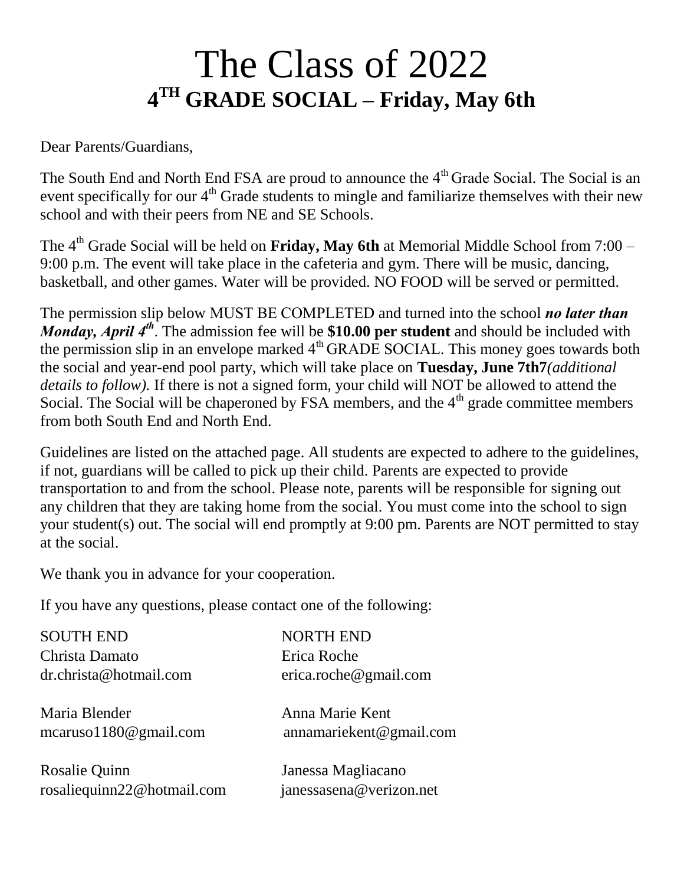# The Class of 2022

## 4TH GRADE SOCIAL – Friday, May 6th

Dear Parents/Guardians,

The South End and North End FSA are proud to announce the 4th Grade Social. The Social is an event specifically for our 4th Grade students to mingle and familiarize themselves with their new school and with their peers from NE and SE Schools.

The 4th Grade Social will be held on **Friday, May 6th** at Memorial Middle School from 7:00 – 9:00 p.m. The event will take place in the cafeteria and gym. There will be music, dancing, basketball, and other games. Water will be provided. NO FOOD will be served or permitted.

The permission slip below MUST BE COMPLETED and turned into the school ***no later than Monday, April 4th***. The admission fee will be **$10.00 per student** and should be included with the permission slip in an envelope marked 4th GRADE SOCIAL. This money goes towards both the social and year-end pool party, which will take place on **Tuesday, June 7th7***(additional details to follow).* If there is not a signed form, your child will NOT be allowed to attend the Social. The Social will be chaperoned by FSA members, and the 4th grade committee members from both South End and North End.

Guidelines are listed on the attached page. All students are expected to adhere to the guidelines, if not, guardians will be called to pick up their child. Parents are expected to provide transportation to and from the school. Please note, parents will be responsible for signing out any children that they are taking home from the social. You must come into the school to sign your student(s) out. The social will end promptly at 9:00 pm. Parents are NOT permitted to stay at the social.

We thank you in advance for your cooperation.

If you have any questions, please contact one of the following:

| SOUTH END | NORTH END |
|---|---|
| Christa Damato<br>dr.christa@hotmail.com | Erica Roche<br>erica.roche@gmail.com |
| Maria Blender<br>mcaruso1180@gmail.com | Anna Marie Kent<br>annamariekent@gmail.com |
| Rosalie Quinn<br>rosaliequinn22@hotmail.com | Janessa Magliacano<br>janessasena@verizon.net |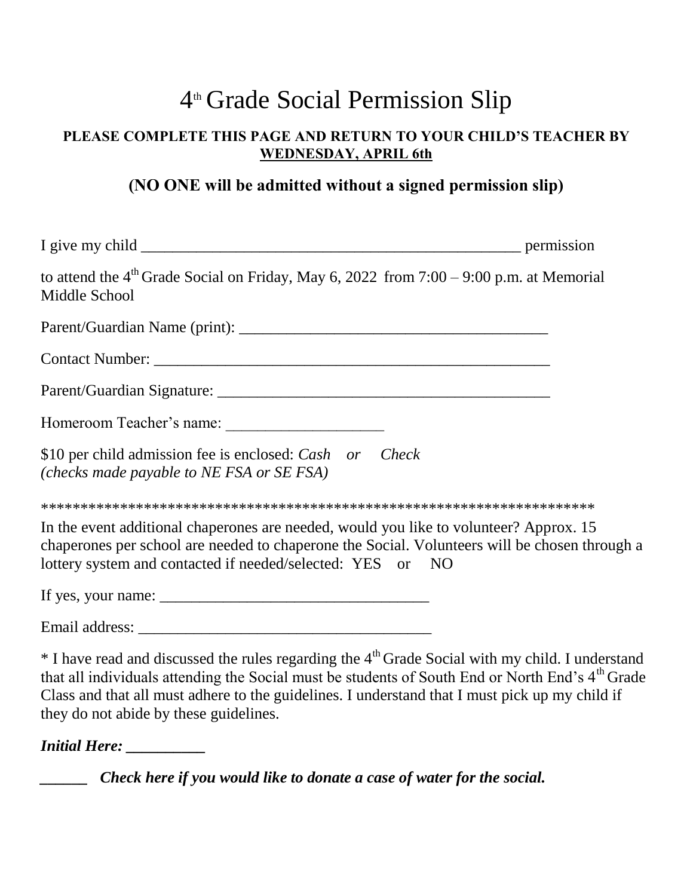# 4th Grade Social Permission Slip

**PLEASE COMPLETE THIS PAGE AND RETURN TO YOUR CHILD'S TEACHER BY <u>WEDNESDAY, APRIL 6th</u>**

**(NO ONE will be admitted without a signed permission slip)**

I give my child ___________________________________________________ permission

to attend the 4th Grade Social on Friday, May 6, 2022 from 7:00 – 9:00 p.m. at Memorial Middle School

Parent/Guardian Name (print): _______________________________________

Contact Number: ___________________________________________________

Parent/Guardian Signature: ___________________________________________

Homeroom Teacher's name: ____________________

$10 per child admission fee is enclosed: *Cash or Check*
*(checks made payable to NE FSA or SE FSA)*

************************************************************************

In the event additional chaperones are needed, would you like to volunteer? Approx. 15 chaperones per school are needed to chaperone the Social. Volunteers will be chosen through a lottery system and contacted if needed/selected: YES or NO

If yes, your name: __________________________________

Email address: _____________________________________

* I have read and discussed the rules regarding the 4th Grade Social with my child. I understand that all individuals attending the Social must be students of South End or North End's 4th Grade Class and that all must adhere to the guidelines. I understand that I must pick up my child if they do not abide by these guidelines.

***Initial Here: __________***

***______ Check here if you would like to donate a case of water for the social.***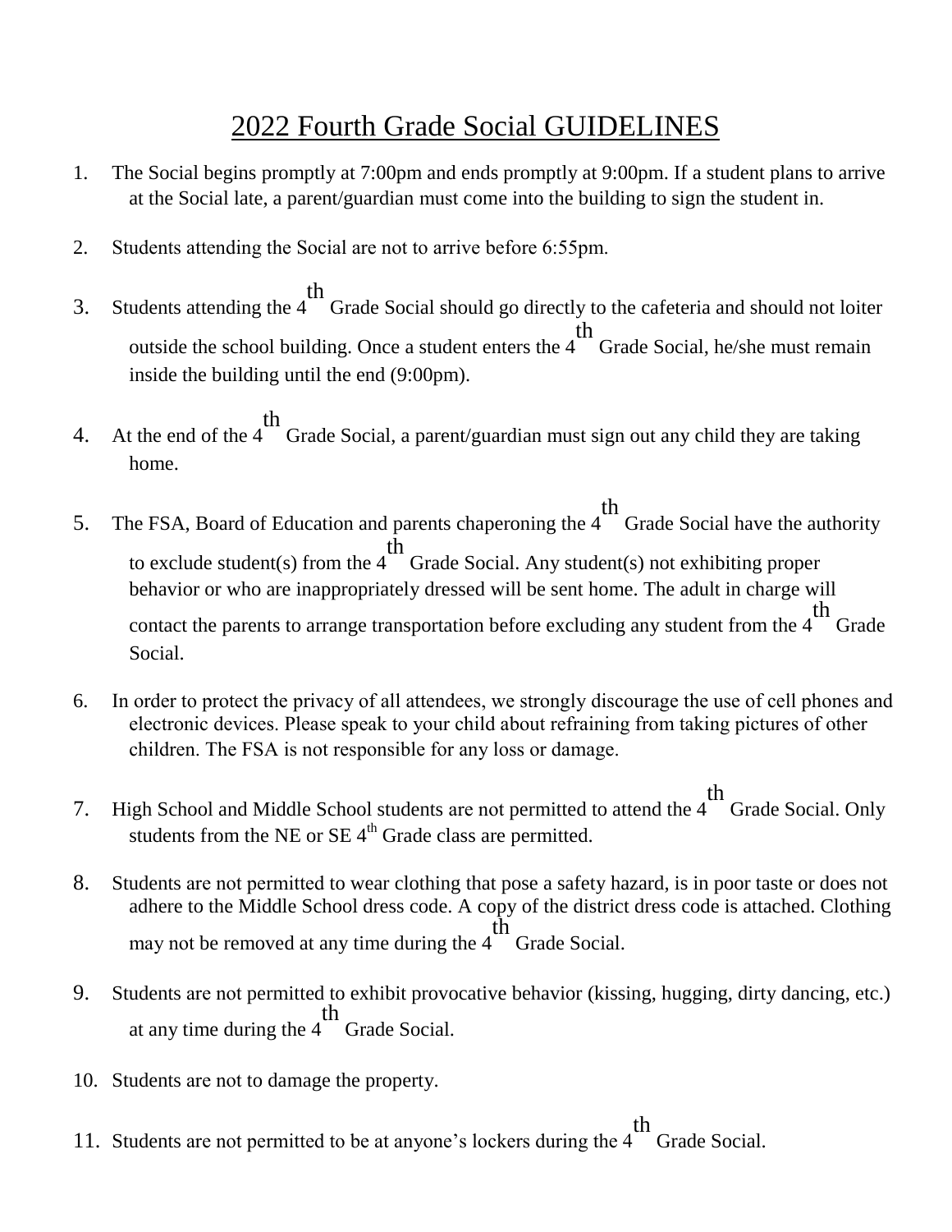# 2022 Fourth Grade Social GUIDELINES

1. The Social begins promptly at 7:00pm and ends promptly at 9:00pm. If a student plans to arrive at the Social late, a parent/guardian must come into the building to sign the student in.

2. Students attending the Social are not to arrive before 6:55pm.

3. Students attending the 4th Grade Social should go directly to the cafeteria and should not loiter outside the school building. Once a student enters the 4th Grade Social, he/she must remain inside the building until the end (9:00pm).

4. At the end of the 4th Grade Social, a parent/guardian must sign out any child they are taking home.

5. The FSA, Board of Education and parents chaperoning the 4th Grade Social have the authority to exclude student(s) from the 4th Grade Social. Any student(s) not exhibiting proper behavior or who are inappropriately dressed will be sent home. The adult in charge will contact the parents to arrange transportation before excluding any student from the 4th Grade Social.

6. In order to protect the privacy of all attendees, we strongly discourage the use of cell phones and electronic devices. Please speak to your child about refraining from taking pictures of other children. The FSA is not responsible for any loss or damage.

7. High School and Middle School students are not permitted to attend the 4th Grade Social. Only students from the NE or SE 4th Grade class are permitted.

8. Students are not permitted to wear clothing that pose a safety hazard, is in poor taste or does not adhere to the Middle School dress code. A copy of the district dress code is attached. Clothing may not be removed at any time during the 4th Grade Social.

9. Students are not permitted to exhibit provocative behavior (kissing, hugging, dirty dancing, etc.) at any time during the 4th Grade Social.

10. Students are not to damage the property.

11. Students are not permitted to be at anyone's lockers during the 4th Grade Social.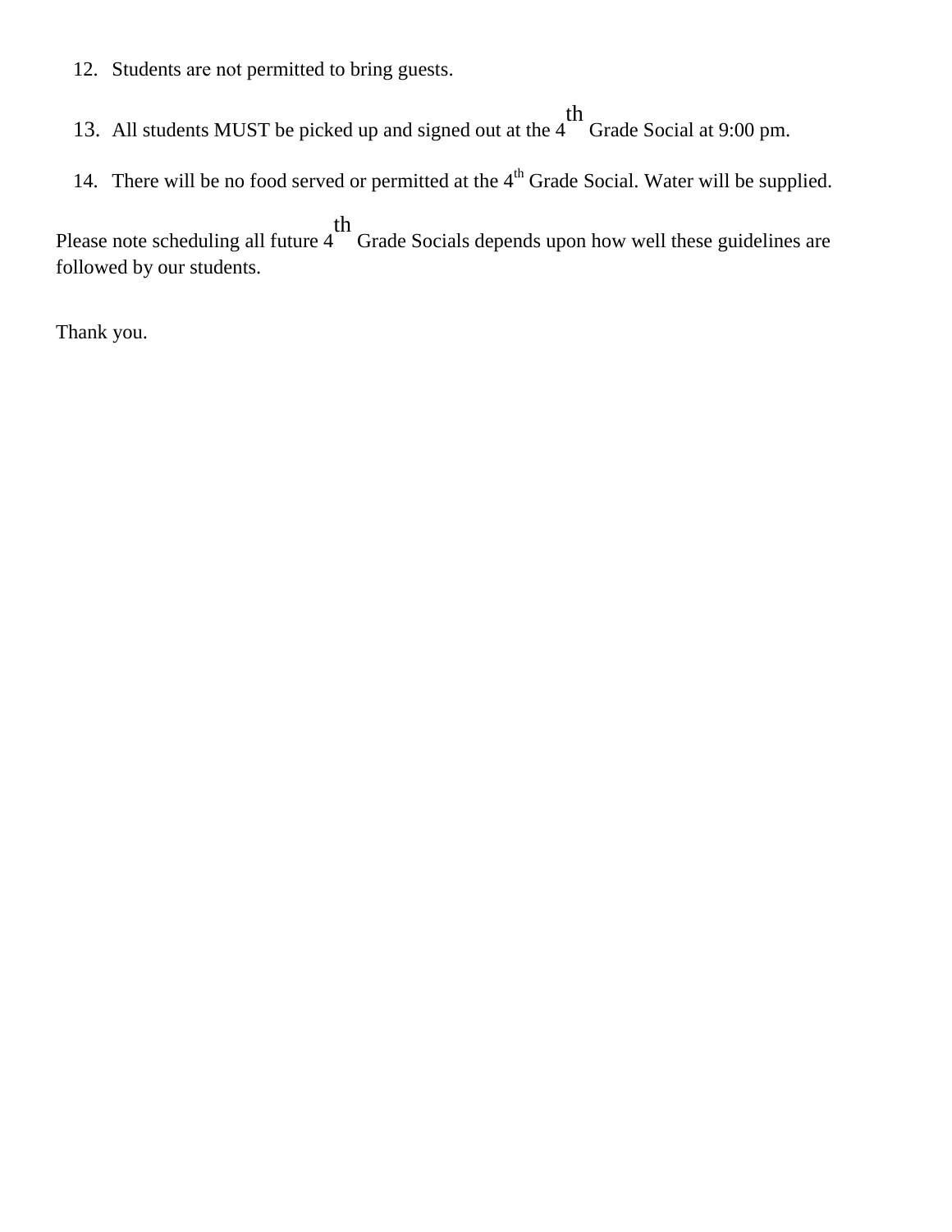12. Students are not permitted to bring guests.

13. All students MUST be picked up and signed out at the 4th Grade Social at 9:00 pm.

14. There will be no food served or permitted at the 4th Grade Social. Water will be supplied.

Please note scheduling all future 4th Grade Socials depends upon how well these guidelines are followed by our students.

Thank you.